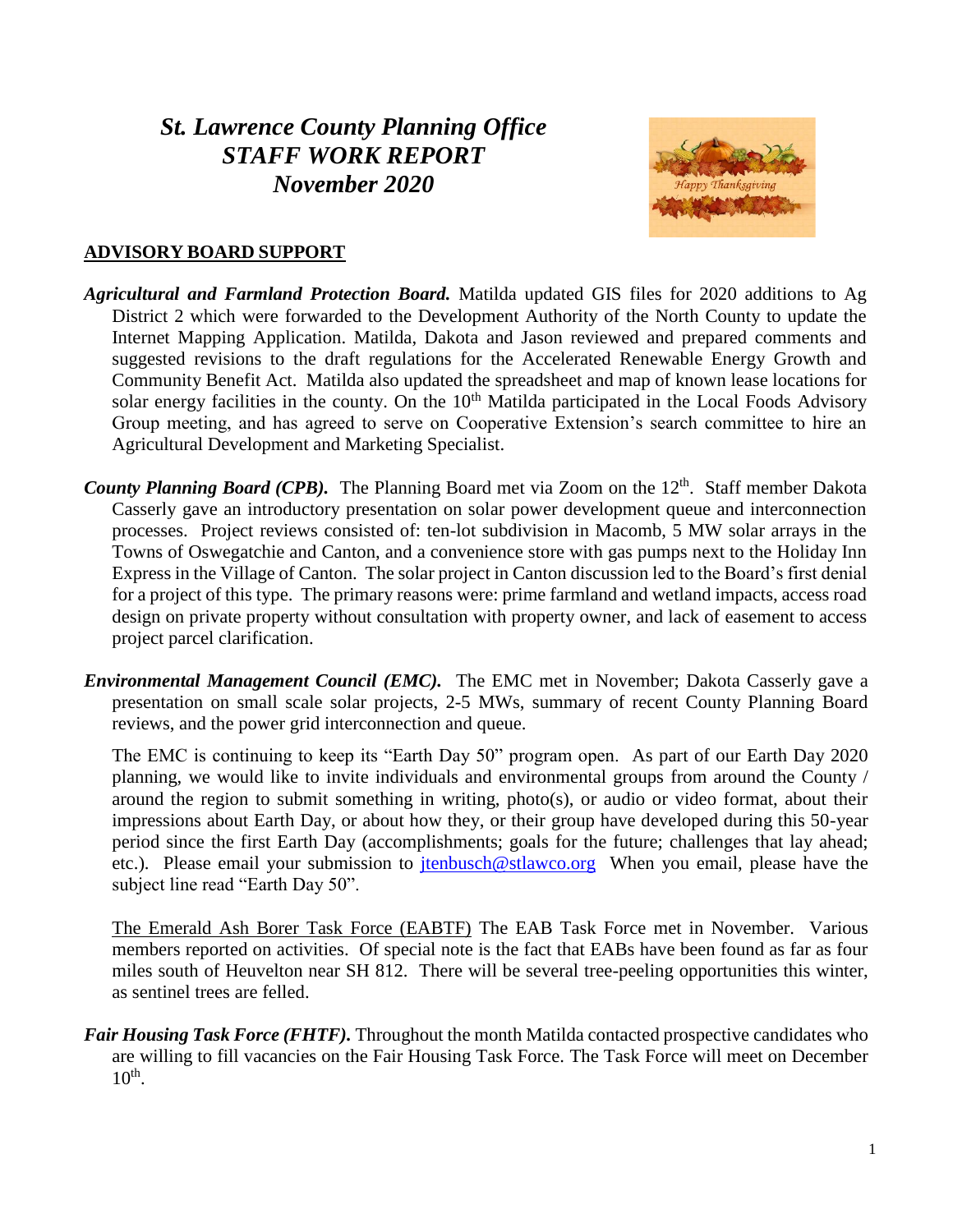# *St. Lawrence County Planning Office*
# *STAFF WORK REPORT*
# *November 2020*

## ADVISORY BOARD SUPPORT

***Agricultural and Farmland Protection Board.*** Matilda updated GIS files for 2020 additions to Ag District 2 which were forwarded to the Development Authority of the North County to update the Internet Mapping Application. Matilda, Dakota and Jason reviewed and prepared comments and suggested revisions to the draft regulations for the Accelerated Renewable Energy Growth and Community Benefit Act. Matilda also updated the spreadsheet and map of known lease locations for solar energy facilities in the county. On the 10th Matilda participated in the Local Foods Advisory Group meeting, and has agreed to serve on Cooperative Extension's search committee to hire an Agricultural Development and Marketing Specialist.

***County Planning Board (CPB).*** The Planning Board met via Zoom on the 12th. Staff member Dakota Casserly gave an introductory presentation on solar power development queue and interconnection processes. Project reviews consisted of: ten-lot subdivision in Macomb, 5 MW solar arrays in the Towns of Oswegatchie and Canton, and a convenience store with gas pumps next to the Holiday Inn Express in the Village of Canton. The solar project in Canton discussion led to the Board's first denial for a project of this type. The primary reasons were: prime farmland and wetland impacts, access road design on private property without consultation with property owner, and lack of easement to access project parcel clarification.

***Environmental Management Council (EMC).*** The EMC met in November; Dakota Casserly gave a presentation on small scale solar projects, 2-5 MWs, summary of recent County Planning Board reviews, and the power grid interconnection and queue.

The EMC is continuing to keep its "Earth Day 50" program open. As part of our Earth Day 2020 planning, we would like to invite individuals and environmental groups from around the County / around the region to submit something in writing, photo(s), or audio or video format, about their impressions about Earth Day, or about how they, or their group have developed during this 50-year period since the first Earth Day (accomplishments; goals for the future; challenges that lay ahead; etc.). Please email your submission to jtenbusch@stlawco.org When you email, please have the subject line read "Earth Day 50".

The Emerald Ash Borer Task Force (EABTF) The EAB Task Force met in November. Various members reported on activities. Of special note is the fact that EABs have been found as far as four miles south of Heuvelton near SH 812. There will be several tree-peeling opportunities this winter, as sentinel trees are felled.

***Fair Housing Task Force (FHTF).*** Throughout the month Matilda contacted prospective candidates who are willing to fill vacancies on the Fair Housing Task Force. The Task Force will meet on December 10th.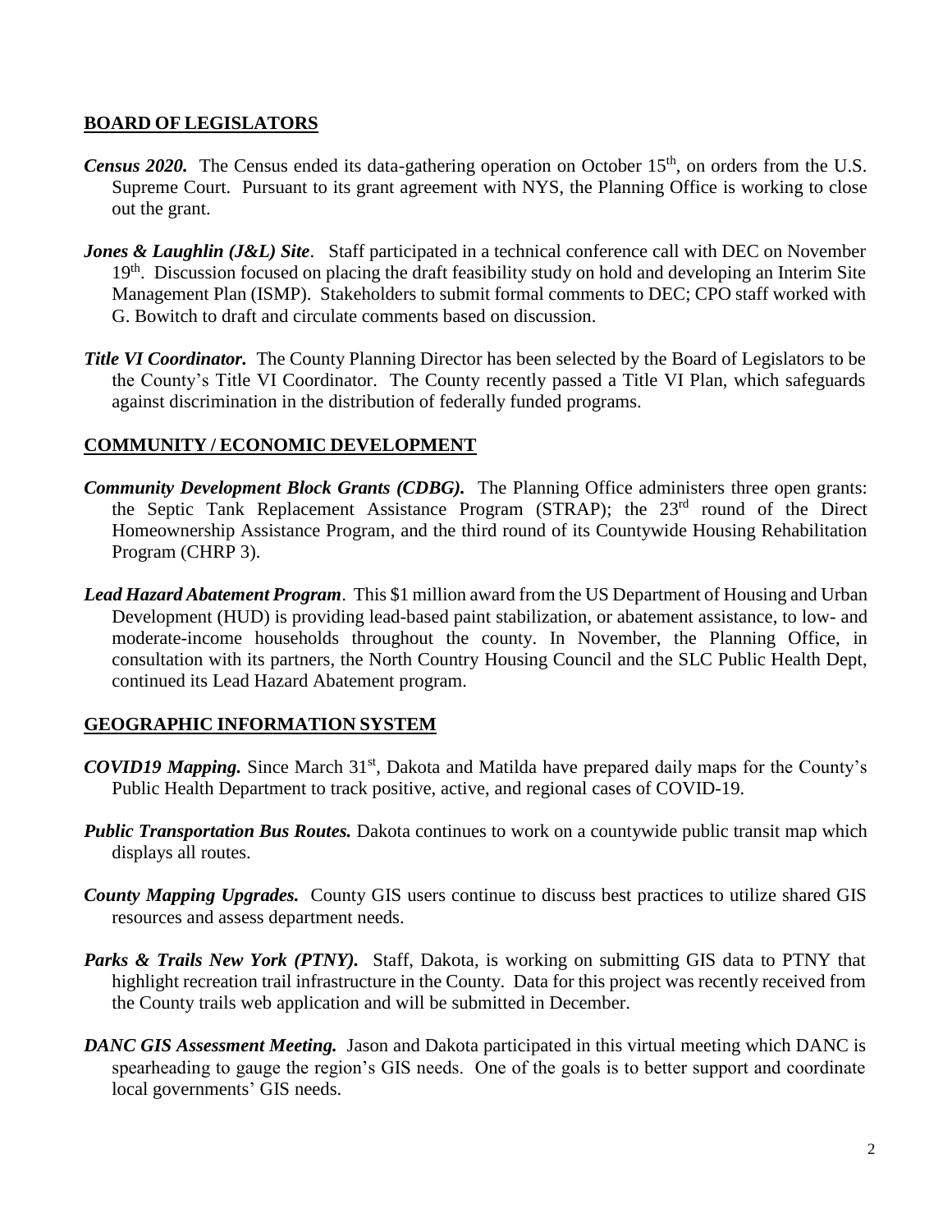## BOARD OF LEGISLATORS

***Census 2020.*** The Census ended its data-gathering operation on October 15th, on orders from the U.S. Supreme Court. Pursuant to its grant agreement with NYS, the Planning Office is working to close out the grant.

***Jones & Laughlin (J&L) Site***. Staff participated in a technical conference call with DEC on November 19th. Discussion focused on placing the draft feasibility study on hold and developing an Interim Site Management Plan (ISMP). Stakeholders to submit formal comments to DEC; CPO staff worked with G. Bowitch to draft and circulate comments based on discussion.

***Title VI Coordinator.*** The County Planning Director has been selected by the Board of Legislators to be the County's Title VI Coordinator. The County recently passed a Title VI Plan, which safeguards against discrimination in the distribution of federally funded programs.

## COMMUNITY / ECONOMIC DEVELOPMENT

***Community Development Block Grants (CDBG).*** The Planning Office administers three open grants: the Septic Tank Replacement Assistance Program (STRAP); the 23rd round of the Direct Homeownership Assistance Program, and the third round of its Countywide Housing Rehabilitation Program (CHRP 3).

***Lead Hazard Abatement Program***. This $1 million award from the US Department of Housing and Urban Development (HUD) is providing lead-based paint stabilization, or abatement assistance, to low- and moderate-income households throughout the county. In November, the Planning Office, in consultation with its partners, the North Country Housing Council and the SLC Public Health Dept, continued its Lead Hazard Abatement program.

## GEOGRAPHIC INFORMATION SYSTEM

***COVID19 Mapping.*** Since March 31st, Dakota and Matilda have prepared daily maps for the County's Public Health Department to track positive, active, and regional cases of COVID-19.

***Public Transportation Bus Routes.*** Dakota continues to work on a countywide public transit map which displays all routes.

***County Mapping Upgrades.*** County GIS users continue to discuss best practices to utilize shared GIS resources and assess department needs.

***Parks & Trails New York (PTNY).*** Staff, Dakota, is working on submitting GIS data to PTNY that highlight recreation trail infrastructure in the County. Data for this project was recently received from the County trails web application and will be submitted in December.

***DANC GIS Assessment Meeting.*** Jason and Dakota participated in this virtual meeting which DANC is spearheading to gauge the region's GIS needs. One of the goals is to better support and coordinate local governments' GIS needs.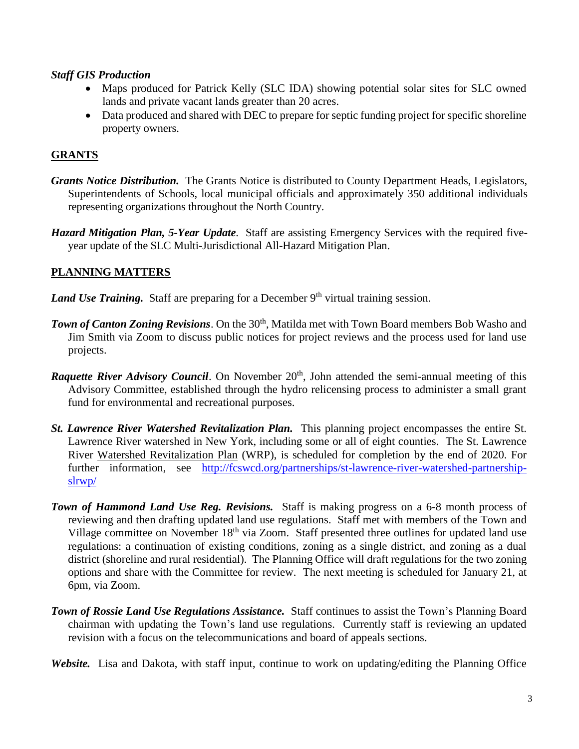***Staff GIS Production***

- Maps produced for Patrick Kelly (SLC IDA) showing potential solar sites for SLC owned lands and private vacant lands greater than 20 acres.
- Data produced and shared with DEC to prepare for septic funding project for specific shoreline property owners.

## GRANTS

***Grants Notice Distribution.*** The Grants Notice is distributed to County Department Heads, Legislators, Superintendents of Schools, local municipal officials and approximately 350 additional individuals representing organizations throughout the North Country.

***Hazard Mitigation Plan, 5-Year Update***. Staff are assisting Emergency Services with the required five-year update of the SLC Multi-Jurisdictional All-Hazard Mitigation Plan.

## PLANNING MATTERS

***Land Use Training.*** Staff are preparing for a December 9th virtual training session.

***Town of Canton Zoning Revisions***. On the 30th, Matilda met with Town Board members Bob Washo and Jim Smith via Zoom to discuss public notices for project reviews and the process used for land use projects.

***Raquette River Advisory Council***. On November 20th, John attended the semi-annual meeting of this Advisory Committee, established through the hydro relicensing process to administer a small grant fund for environmental and recreational purposes.

***St. Lawrence River Watershed Revitalization Plan.*** This planning project encompasses the entire St. Lawrence River watershed in New York, including some or all of eight counties. The St. Lawrence River Watershed Revitalization Plan (WRP), is scheduled for completion by the end of 2020. For further information, see [http://fcswcd.org/partnerships/st-lawrence-river-watershed-partnership-slrwp/](http://fcswcd.org/partnerships/st-lawrence-river-watershed-partnership-slrwp/)

***Town of Hammond Land Use Reg. Revisions.*** Staff is making progress on a 6-8 month process of reviewing and then drafting updated land use regulations. Staff met with members of the Town and Village committee on November 18th via Zoom. Staff presented three outlines for updated land use regulations: a continuation of existing conditions, zoning as a single district, and zoning as a dual district (shoreline and rural residential). The Planning Office will draft regulations for the two zoning options and share with the Committee for review. The next meeting is scheduled for January 21, at 6pm, via Zoom.

***Town of Rossie Land Use Regulations Assistance.*** Staff continues to assist the Town's Planning Board chairman with updating the Town's land use regulations. Currently staff is reviewing an updated revision with a focus on the telecommunications and board of appeals sections.

***Website.*** Lisa and Dakota, with staff input, continue to work on updating/editing the Planning Office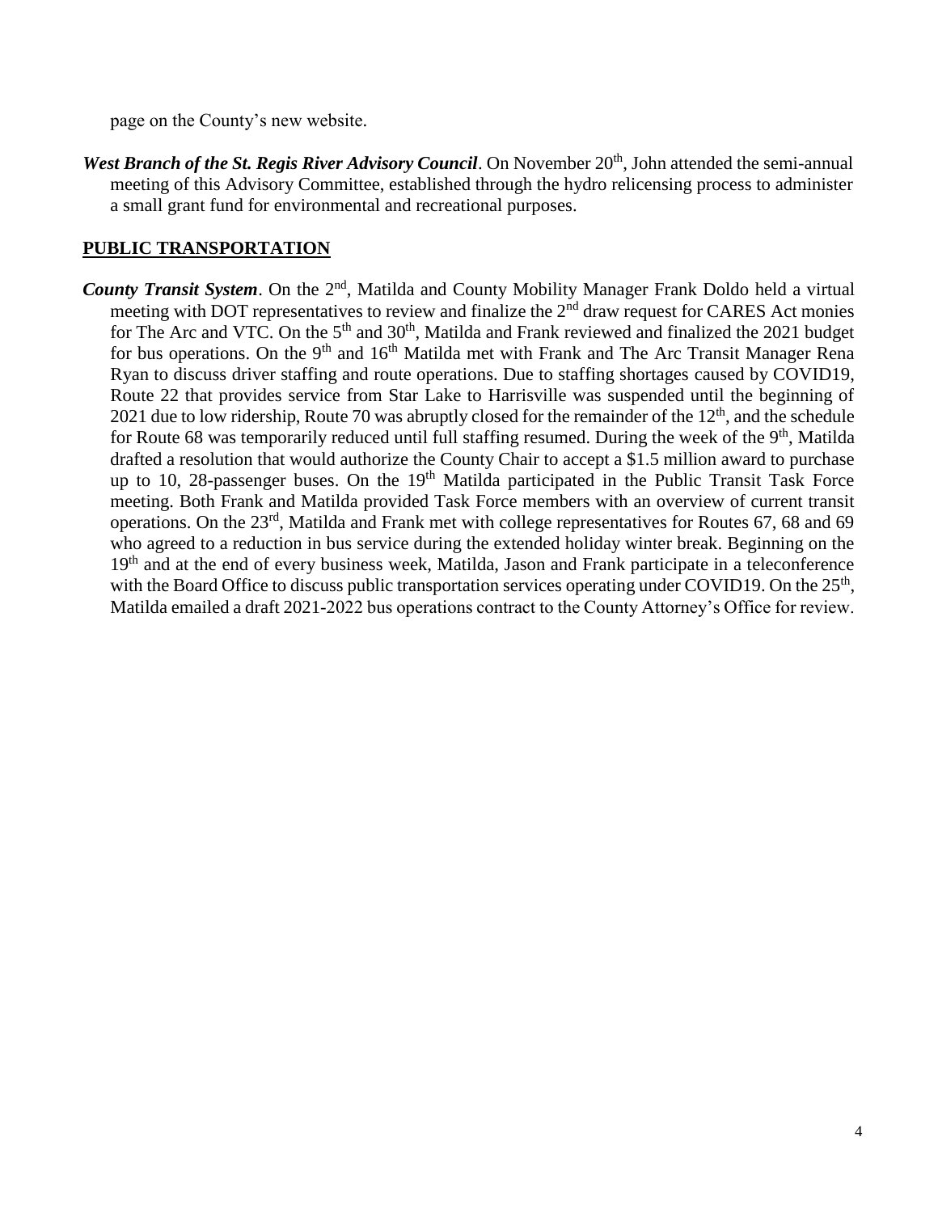page on the County's new website.

***West Branch of the St. Regis River Advisory Council***. On November 20th, John attended the semi-annual meeting of this Advisory Committee, established through the hydro relicensing process to administer a small grant fund for environmental and recreational purposes.

## PUBLIC TRANSPORTATION

***County Transit System***. On the 2nd, Matilda and County Mobility Manager Frank Doldo held a virtual meeting with DOT representatives to review and finalize the 2nd draw request for CARES Act monies for The Arc and VTC. On the 5th and 30th, Matilda and Frank reviewed and finalized the 2021 budget for bus operations. On the 9th and 16th Matilda met with Frank and The Arc Transit Manager Rena Ryan to discuss driver staffing and route operations. Due to staffing shortages caused by COVID19, Route 22 that provides service from Star Lake to Harrisville was suspended until the beginning of 2021 due to low ridership, Route 70 was abruptly closed for the remainder of the 12th, and the schedule for Route 68 was temporarily reduced until full staffing resumed. During the week of the 9th, Matilda drafted a resolution that would authorize the County Chair to accept a $1.5 million award to purchase up to 10, 28-passenger buses. On the 19th Matilda participated in the Public Transit Task Force meeting. Both Frank and Matilda provided Task Force members with an overview of current transit operations. On the 23rd, Matilda and Frank met with college representatives for Routes 67, 68 and 69 who agreed to a reduction in bus service during the extended holiday winter break. Beginning on the 19th and at the end of every business week, Matilda, Jason and Frank participate in a teleconference with the Board Office to discuss public transportation services operating under COVID19. On the 25th, Matilda emailed a draft 2021-2022 bus operations contract to the County Attorney's Office for review.